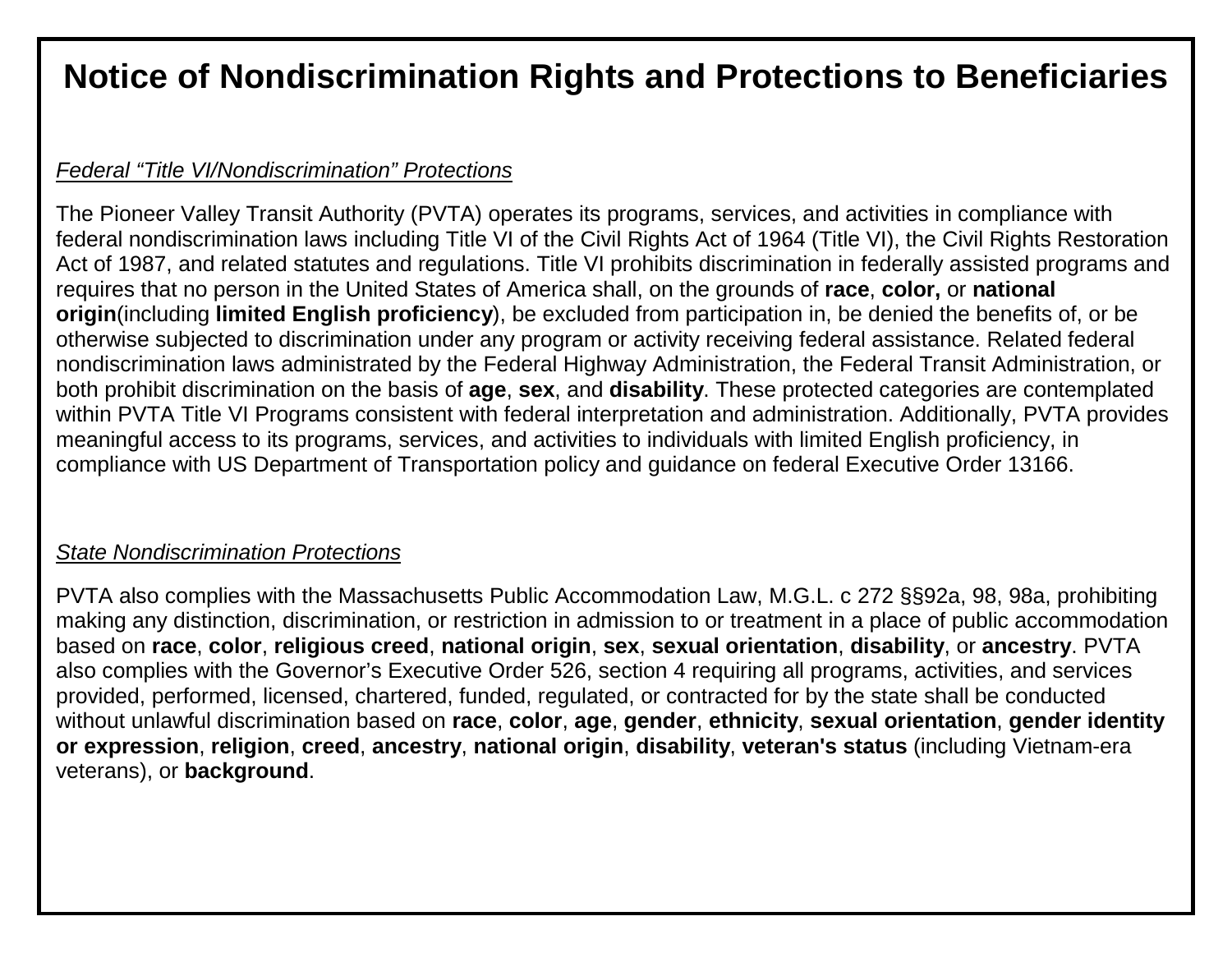# Notice of Nondiscrimination Rights and Protections to Beneficiaries

*Federal "Title VI/Nondiscrimination" Protections*

The Pioneer Valley Transit Authority (PVTA) operates its programs, services, and activities in compliance with federal nondiscrimination laws including Title VI of the Civil Rights Act of 1964 (Title VI), the Civil Rights Restoration Act of 1987, and related statutes and regulations. Title VI prohibits discrimination in federally assisted programs and requires that no person in the United States of America shall, on the grounds of **race**, **color,** or **national origin**(including **limited English proficiency**), be excluded from participation in, be denied the benefits of, or be otherwise subjected to discrimination under any program or activity receiving federal assistance. Related federal nondiscrimination laws administrated by the Federal Highway Administration, the Federal Transit Administration, or both prohibit discrimination on the basis of **age**, **sex**, and **disability**. These protected categories are contemplated within PVTA Title VI Programs consistent with federal interpretation and administration. Additionally, PVTA provides meaningful access to its programs, services, and activities to individuals with limited English proficiency, in compliance with US Department of Transportation policy and guidance on federal Executive Order 13166.

*State Nondiscrimination Protections*

PVTA also complies with the Massachusetts Public Accommodation Law, M.G.L. c 272 §§92a, 98, 98a, prohibiting making any distinction, discrimination, or restriction in admission to or treatment in a place of public accommodation based on **race**, **color**, **religious creed**, **national origin**, **sex**, **sexual orientation**, **disability**, or **ancestry**. PVTA also complies with the Governor's Executive Order 526, section 4 requiring all programs, activities, and services provided, performed, licensed, chartered, funded, regulated, or contracted for by the state shall be conducted without unlawful discrimination based on **race**, **color**, **age**, **gender**, **ethnicity**, **sexual orientation**, **gender identity or expression**, **religion**, **creed**, **ancestry**, **national origin**, **disability**, **veteran's status** (including Vietnam-era veterans), or **background**.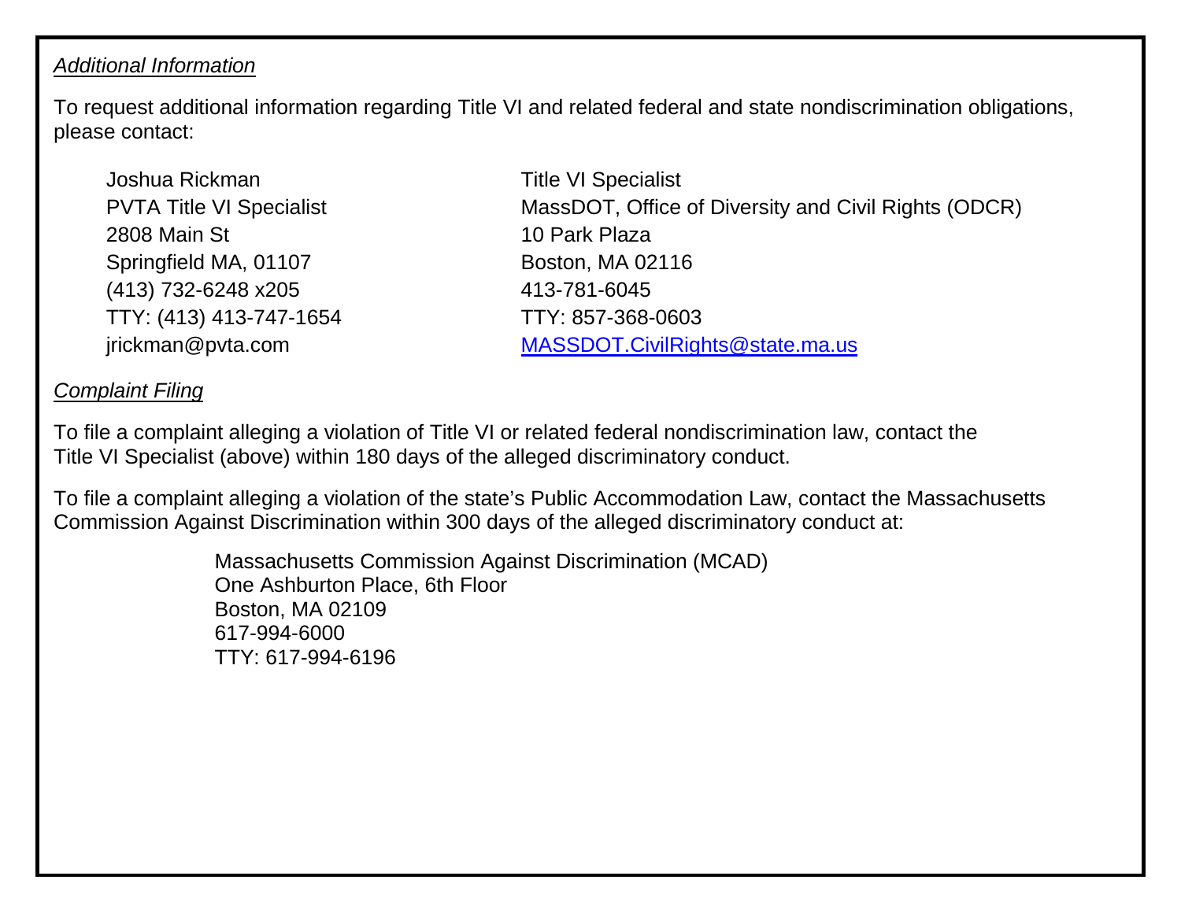*Additional Information*

To request additional information regarding Title VI and related federal and state nondiscrimination obligations, please contact:

Joshua Rickman
PVTA Title VI Specialist
2808 Main St
Springfield MA, 01107
(413) 732-6248 x205
TTY: (413) 413-747-1654
jrickman@pvta.com

Title VI Specialist
MassDOT, Office of Diversity and Civil Rights (ODCR)
10 Park Plaza
Boston, MA 02116
413-781-6045
TTY: 857-368-0603
MASSDOT.CivilRights@state.ma.us

*Complaint Filing*

To file a complaint alleging a violation of Title VI or related federal nondiscrimination law, contact the Title VI Specialist (above) within 180 days of the alleged discriminatory conduct.

To file a complaint alleging a violation of the state's Public Accommodation Law, contact the Massachusetts Commission Against Discrimination within 300 days of the alleged discriminatory conduct at:

Massachusetts Commission Against Discrimination (MCAD)
One Ashburton Place, 6th Floor
Boston, MA 02109
617-994-6000
TTY: 617-994-6196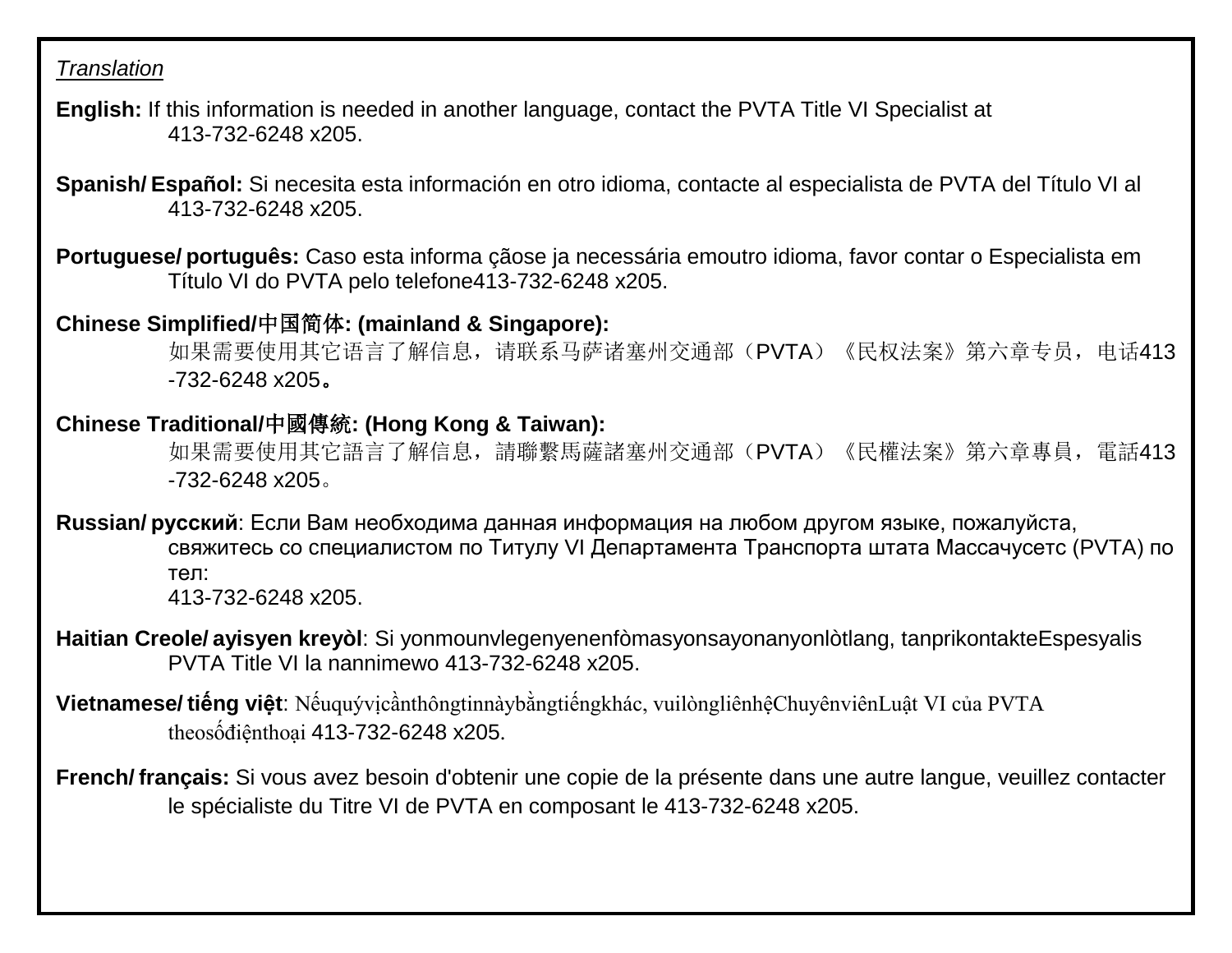*Translation*

**English:** If this information is needed in another language, contact the PVTA Title VI Specialist at 413-732-6248 x205.

**Spanish/ Español:** Si necesita esta información en otro idioma, contacte al especialista de PVTA del Título VI al 413-732-6248 x205.

**Portuguese/ português:** Caso esta informa çãose ja necessária emoutro idioma, favor contar o Especialista em Título VI do PVTA pelo telefone413-732-6248 x205.

**Chinese Simplified/中国简体: (mainland & Singapore):**
如果需要使用其它语言了解信息，请联系马萨诸塞州交通部（PVTA）《民权法案》第六章专员，电话413-732-6248 x205。

**Chinese Traditional/中國傳統: (Hong Kong & Taiwan):**
如果需要使用其它語言了解信息，請聯繫馬薩諸塞州交通部（PVTA）《民權法案》第六章專員，電話413-732-6248 x205。

**Russian/ русский**: Если Вам необходима данная информация на любом другом языке, пожалуйста, свяжитесь со специалистом по Титулу VI Департамента Транспорта штата Массачусетс (PVTA) по тел:
413-732-6248 x205.

**Haitian Creole/ ayisyen kreyòl**: Si yonmounvlegenyenenfòmasyonsayonanyonlòtlang, tanprikontakteEspesyalis PVTA Title VI la nannimewo 413-732-6248 x205.

**Vietnamese/ tiếng việt**: Nếuquývịcầnthôngtinnàybằngtiếngkhác, vuilòngliênhệChuyênviênLuật VI của PVTA theosốđiệnthoại 413-732-6248 x205.

**French/ français:** Si vous avez besoin d'obtenir une copie de la présente dans une autre langue, veuillez contacter le spécialiste du Titre VI de PVTA en composant le 413-732-6248 x205.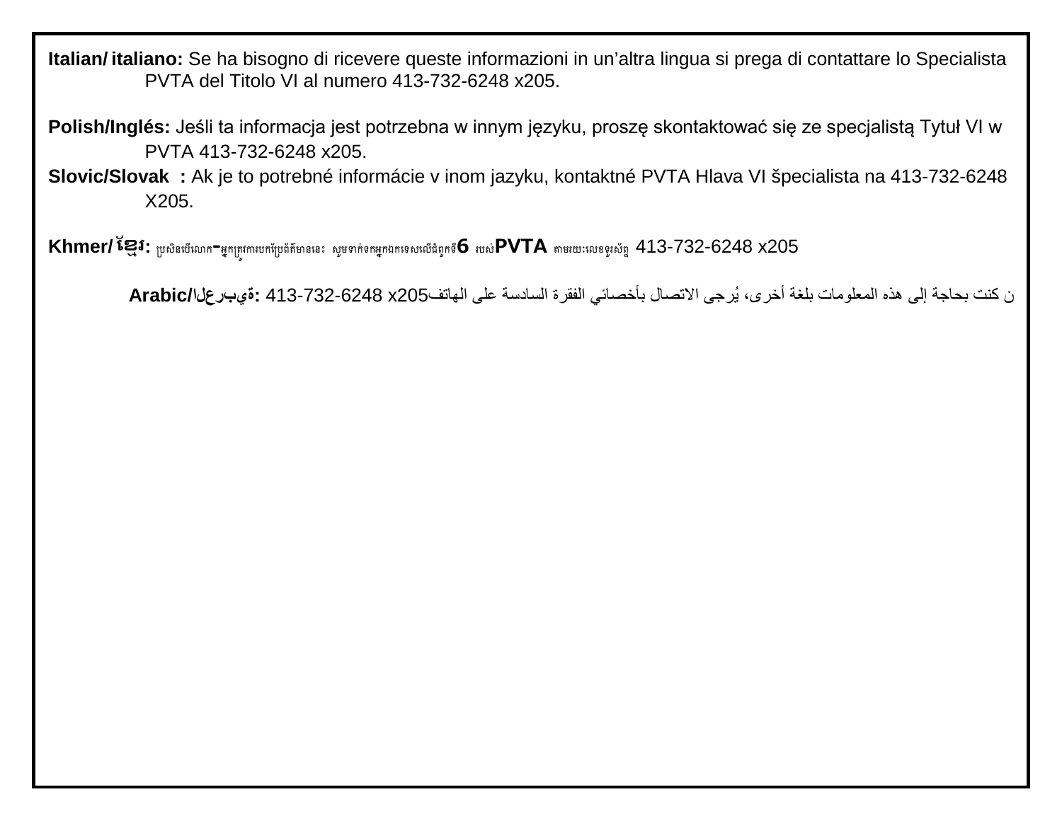**Italian/ italiano:** Se ha bisogno di ricevere queste informazioni in un'altra lingua si prega di contattare lo Specialista PVTA del Titolo VI al numero 413-732-6248 x205.

**Polish/Inglés:** Jeśli ta informacja jest potrzebna w innym języku, proszę skontaktować się ze specjalistą Tytuł VI w PVTA 413-732-6248 x205.

**Slovic/Slovak :** Ak je to potrebné informácie v inom jazyku, kontaktné PVTA Hlava VI špecialista na 413-732-6248 X205.

**Khmer/ខ្មែរ:** ប្រសិនបើលោក-អ្នកត្រូវការបកប្រែព័ត៌មាននេះ សូមទាក់ទកអ្នកឯកទេសលើជំពូកទី**6** របស់**PVTA** តាមរយៈលេខទូរស័ព្ទ 413-732-6248 x205

**Arabic/ةيبرعلا:** 413-732-6248 x205ن كنت بحاجة إلى هذه المعلومات بلغة أخرى، يُرجى الاتصال بأخصائي الفقرة السادسة على الهاتف